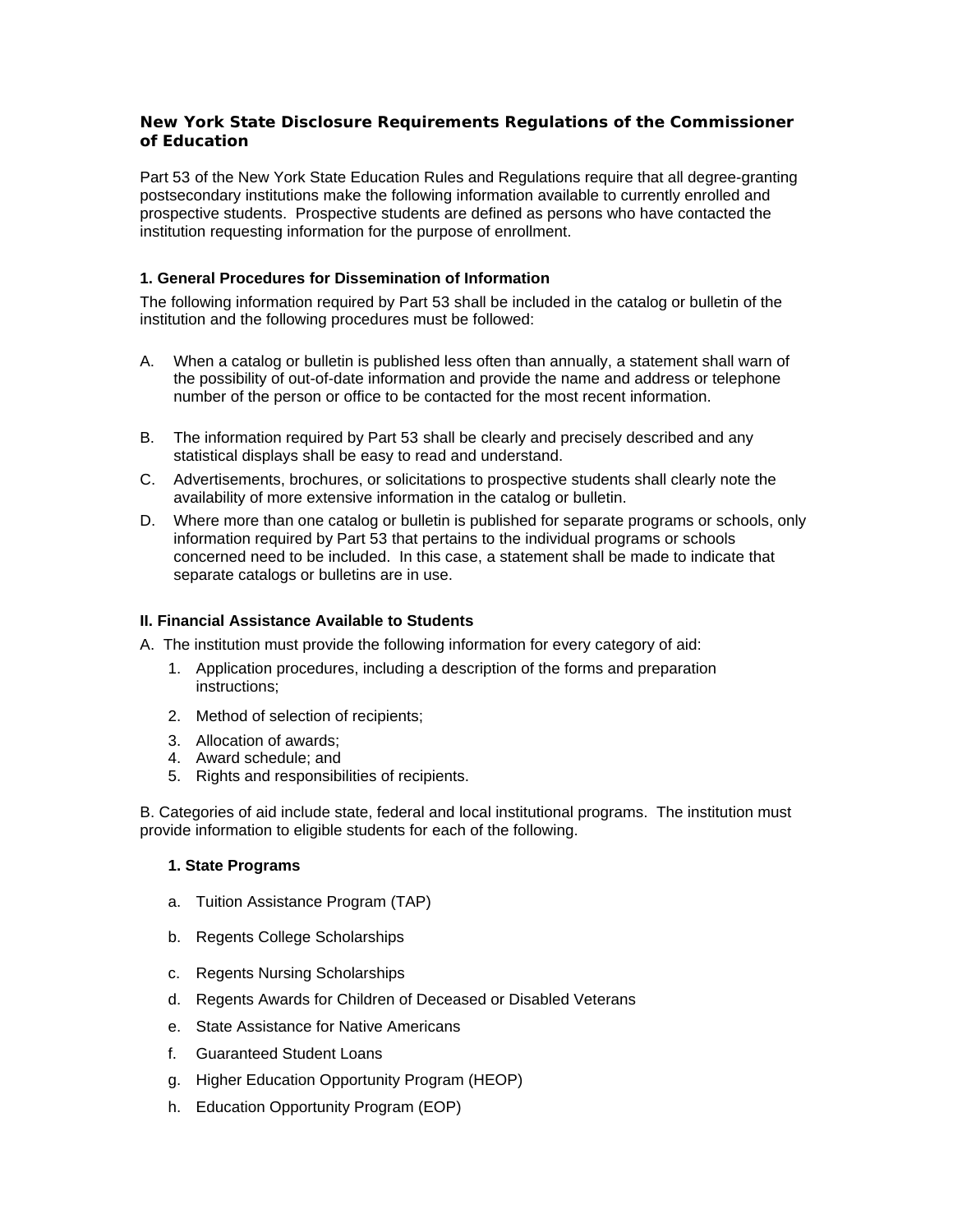# New York State Disclosure Requirements Regulations of the Commissioner of Education

Part 53 of the New York State Education Rules and Regulations require that all degree-granting postsecondary institutions make the following information available to currently enrolled and prospective students. Prospective students are defined as persons who have contacted the institution requesting information for the purpose of enrollment.

### 1. General Procedures for Dissemination of Information

The following information required by Part 53 shall be included in the catalog or bulletin of the institution and the following procedures must be followed:

A. When a catalog or bulletin is published less often than annually, a statement shall warn of the possibility of out-of-date information and provide the name and address or telephone number of the person or office to be contacted for the most recent information.

B. The information required by Part 53 shall be clearly and precisely described and any statistical displays shall be easy to read and understand.

C. Advertisements, brochures, or solicitations to prospective students shall clearly note the availability of more extensive information in the catalog or bulletin.

D. Where more than one catalog or bulletin is published for separate programs or schools, only information required by Part 53 that pertains to the individual programs or schools concerned need to be included. In this case, a statement shall be made to indicate that separate catalogs or bulletins are in use.

### II. Financial Assistance Available to Students

A. The institution must provide the following information for every category of aid:

1. Application procedures, including a description of the forms and preparation instructions;
2. Method of selection of recipients;
3. Allocation of awards;
4. Award schedule; and
5. Rights and responsibilities of recipients.

B. Categories of aid include state, federal and local institutional programs. The institution must provide information to eligible students for each of the following.

#### 1. State Programs

a. Tuition Assistance Program (TAP)

b. Regents College Scholarships

c. Regents Nursing Scholarships

d. Regents Awards for Children of Deceased or Disabled Veterans

e. State Assistance for Native Americans

f. Guaranteed Student Loans

g. Higher Education Opportunity Program (HEOP)

h. Education Opportunity Program (EOP)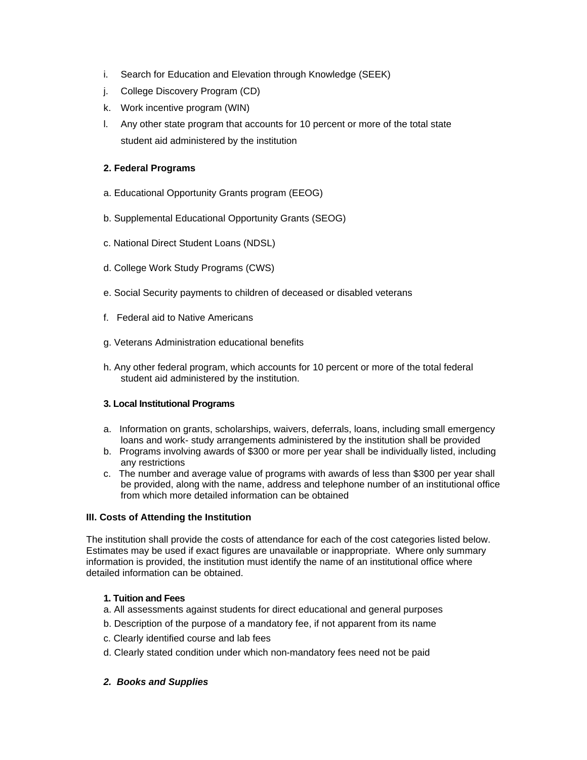i. Search for Education and Elevation through Knowledge (SEEK)

j. College Discovery Program (CD)

k. Work incentive program (WIN)

l. Any other state program that accounts for 10 percent or more of the total state student aid administered by the institution

**2. Federal Programs**

a. Educational Opportunity Grants program (EEOG)

b. Supplemental Educational Opportunity Grants (SEOG)

c. National Direct Student Loans (NDSL)

d. College Work Study Programs (CWS)

e. Social Security payments to children of deceased or disabled veterans

f. Federal aid to Native Americans

g. Veterans Administration educational benefits

h. Any other federal program, which accounts for 10 percent or more of the total federal student aid administered by the institution.

**3. Local Institutional Programs**

a. Information on grants, scholarships, waivers, deferrals, loans, including small emergency loans and work- study arrangements administered by the institution shall be provided
b. Programs involving awards of $300 or more per year shall be individually listed, including any restrictions
c. The number and average value of programs with awards of less than $300 per year shall be provided, along with the name, address and telephone number of an institutional office from which more detailed information can be obtained

**III. Costs of Attending the Institution**

The institution shall provide the costs of attendance for each of the cost categories listed below. Estimates may be used if exact figures are unavailable or inappropriate. Where only summary information is provided, the institution must identify the name of an institutional office where detailed information can be obtained.

**1. Tuition and Fees**

a. All assessments against students for direct educational and general purposes

b. Description of the purpose of a mandatory fee, if not apparent from its name

c. Clearly identified course and lab fees

d. Clearly stated condition under which non-mandatory fees need not be paid

***2. Books and Supplies***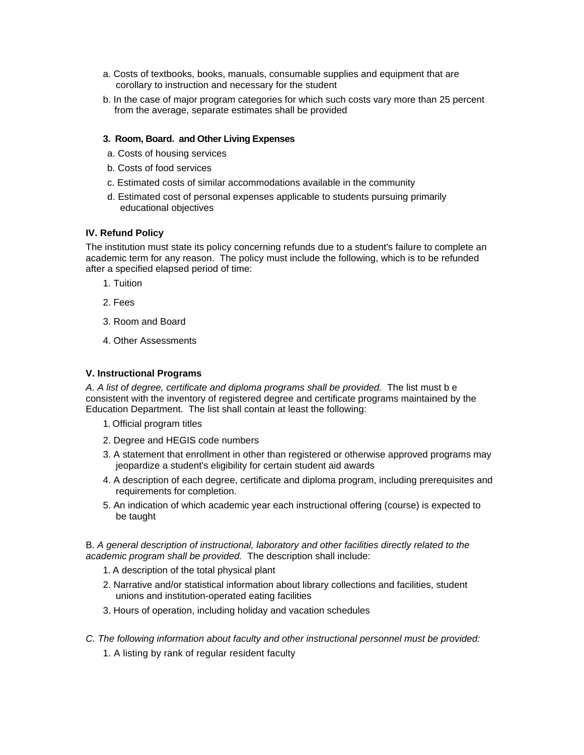a. Costs of textbooks, books, manuals, consumable supplies and equipment that are corollary to instruction and necessary for the student

b. In the case of major program categories for which such costs vary more than 25 percent from the average, separate estimates shall be provided

**3. Room, Board. and Other Living Expenses**

a. Costs of housing services

b. Costs of food services

c. Estimated costs of similar accommodations available in the community

d. Estimated cost of personal expenses applicable to students pursuing primarily educational objectives

**IV. Refund Policy**

The institution must state its policy concerning refunds due to a student's failure to complete an academic term for any reason. The policy must include the following, which is to be refunded after a specified elapsed period of time:

1. Tuition
2. Fees
3. Room and Board
4. Other Assessments

**V. Instructional Programs**

*A. A list of degree, certificate and diploma programs shall be provided.* The list must b e consistent with the inventory of registered degree and certificate programs maintained by the Education Department. The list shall contain at least the following:

1. Official program titles
2. Degree and HEGIS code numbers
3. A statement that enrollment in other than registered or otherwise approved programs may jeopardize a student's eligibility for certain student aid awards
4. A description of each degree, certificate and diploma program, including prerequisites and requirements for completion.
5. An indication of which academic year each instructional offering (course) is expected to be taught

B. *A general description of instructional, laboratory and other facilities directly related to the academic program shall be provided.* The description shall include:

1. A description of the total physical plant
2. Narrative and/or statistical information about library collections and facilities, student unions and institution-operated eating facilities
3. Hours of operation, including holiday and vacation schedules

*C. The following information about faculty and other instructional personnel must be provided:*

1. A listing by rank of regular resident faculty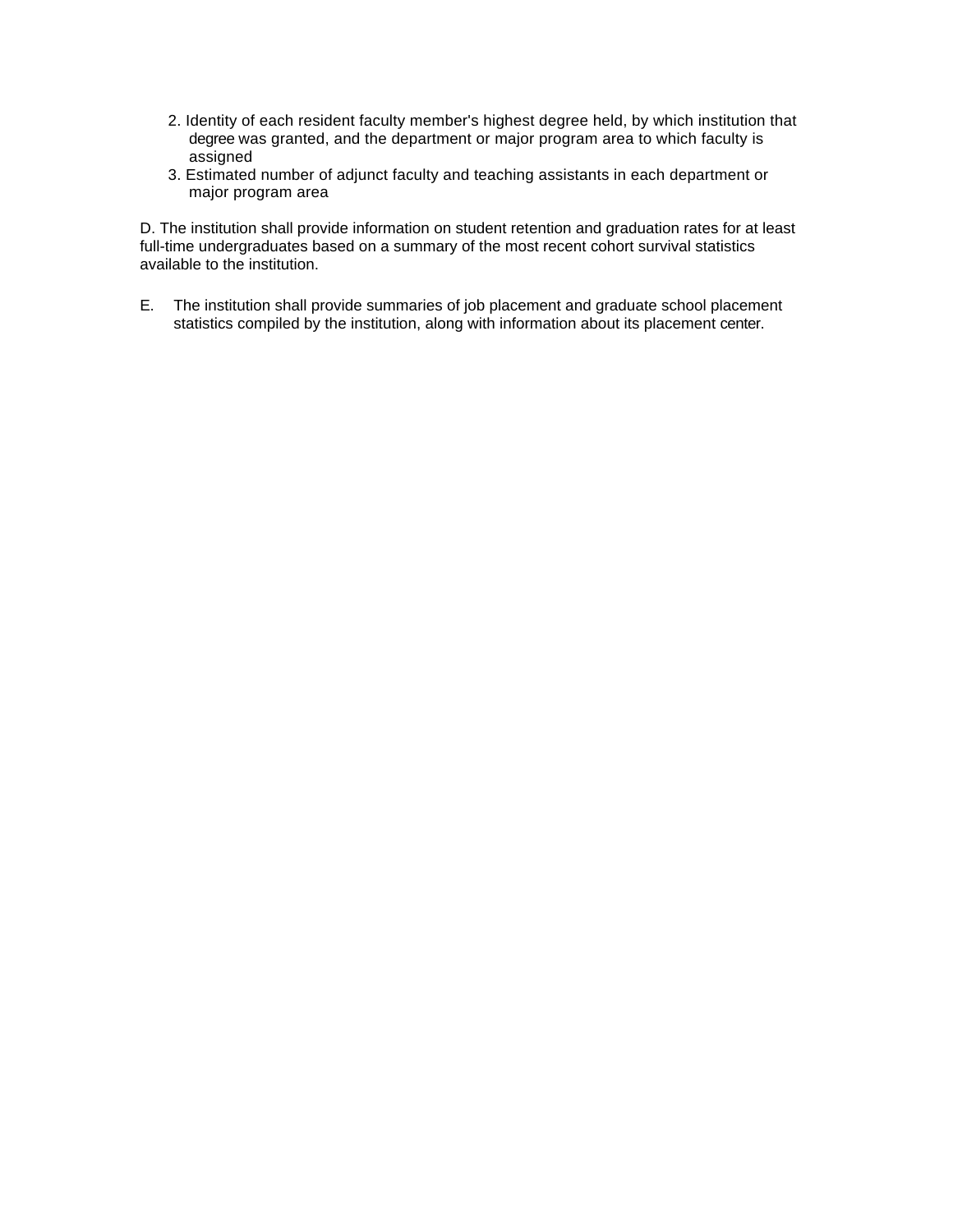2. Identity of each resident faculty member's highest degree held, by which institution that degree was granted, and the department or major program area to which faculty is assigned
3. Estimated number of adjunct faculty and teaching assistants in each department or major program area

D. The institution shall provide information on student retention and graduation rates for at least full-time undergraduates based on a summary of the most recent cohort survival statistics available to the institution.

E. The institution shall provide summaries of job placement and graduate school placement statistics compiled by the institution, along with information about its placement center.